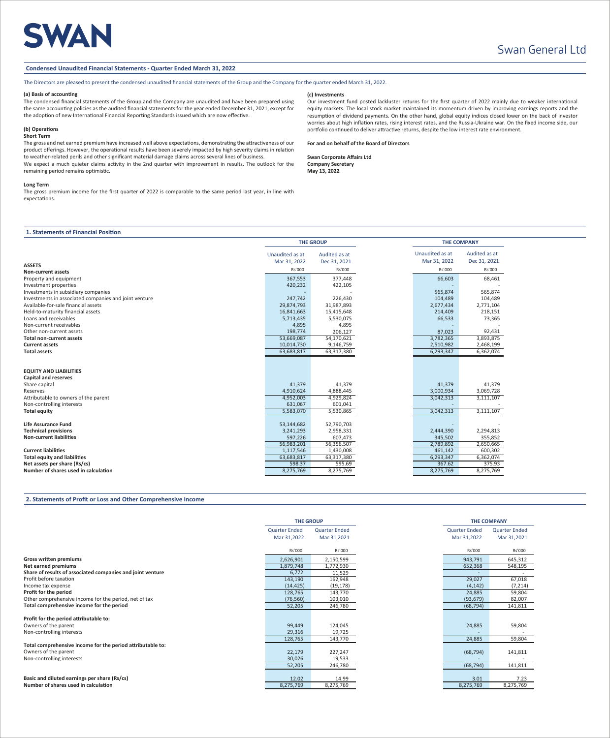# SWAN

Swan General Ltd

## Condensed Unaudited Financial Statements - Quarter Ended March 31, 2022

The Directors are pleased to present the condensed unaudited financial statements of the Group and the Company for the quarter ended March 31, 2022.

**(a) Basis of accounting**

The condensed financial statements of the Group and the Company are unaudited and have been prepared using the same accounting policies as the audited financial statements for the year ended December 31, 2021, except for the adoption of new International Financial Reporting Standards issued which are now effective.

**(b) Operations**

**Short Term**

The gross and net earned premium have increased well above expectations, demonstrating the attractiveness of our product offerings. However, the operational results have been severely impacted by high severity claims in relation to weather-related perils and other significant material damage claims across several lines of business.

We expect a much quieter claims activity in the 2nd quarter with improvement in results. The outlook for the remaining period remains optimistic.

**Long Term**

The gross premium income for the first quarter of 2022 is comparable to the same period last year, in line with expectations.

**(c) Investments**

Our investment fund posted lackluster returns for the first quarter of 2022 mainly due to weaker international equity markets. The local stock market maintained its momentum driven by improving earnings reports and the resumption of dividend payments. On the other hand, global equity indices closed lower on the back of investor worries about high inflation rates, rising interest rates, and the Russia-Ukraine war. On the fixed income side, our portfolio continued to deliver attractive returns, despite the low interest rate environment.

**For and on behalf of the Board of Directors**

**Swan Corporate Affairs Ltd**
**Company Secretary**
**May 13, 2022**

## 1. Statements of Financial Position

| | THE GROUP | | THE COMPANY | |
|---|---|---|---|---|
| | Unaudited as at Mar 31, 2022 | Audited as at Dec 31, 2021 | Unaudited as at Mar 31, 2022 | Audited as at Dec 31, 2021 |
| **ASSETS** | Rs'000 | Rs'000 | Rs'000 | Rs'000 |
| **Non-current assets** | | | | |
| Property and equipment | 367,553 | 377,448 | 66,603 | 68,461 |
| Investment properties | 420,232 | 422,105 | - | - |
| Investments in subsidiary companies | - | - | 565,874 | 565,874 |
| Investments in associated companies and joint venture | 247,742 | 226,430 | 104,489 | 104,489 |
| Available-for-sale financial assets | 29,874,793 | 31,987,893 | 2,677,434 | 2,771,104 |
| Held-to-maturity financial assets | 16,841,663 | 15,415,648 | 214,409 | 218,151 |
| Loans and receivables | 5,713,435 | 5,530,075 | 66,533 | 73,365 |
| Non-current receivables | 4,895 | 4,895 | - | - |
| Other non-current assets | 198,774 | 206,127 | 87,023 | 92,431 |
| **Total non-current assets** | 53,669,087 | 54,170,621 | 3,782,365 | 3,893,875 |
| **Current assets** | 10,014,730 | 9,146,759 | 2,510,982 | 2,468,199 |
| **Total assets** | 63,683,817 | 63,317,380 | 6,293,347 | 6,362,074 |
| | | | | |
| **EQUITY AND LIABILITIES** | | | | |
| **Capital and reserves** | | | | |
| Share capital | 41,379 | 41,379 | 41,379 | 41,379 |
| Reserves | 4,910,624 | 4,888,445 | 3,000,934 | 3,069,728 |
| Attributable to owners of the parent | 4,952,003 | 4,929,824 | 3,042,313 | 3,111,107 |
| Non-controlling interests | 631,067 | 601,041 | - | - |
| **Total equity** | 5,583,070 | 5,530,865 | 3,042,313 | 3,111,107 |
| | | | | |
| **Life Assurance Fund** | 53,144,682 | 52,790,703 | - | - |
| **Technical provisions** | 3,241,293 | 2,958,331 | 2,444,390 | 2,294,813 |
| **Non-current liabilities** | 597,226 | 607,473 | 345,502 | 355,852 |
| | 56,983,201 | 56,356,507 | 2,789,892 | 2,650,665 |
| **Current liabilities** | 1,117,546 | 1,430,008 | 461,142 | 600,302 |
| **Total equity and liabilities** | 63,683,817 | 63,317,380 | 6,293,347 | 6,362,074 |
| **Net assets per share (Rs/cs)** | 598.37 | 595.69 | 367.62 | 375.93 |
| **Number of shares used in calculation** | 8,275,769 | 8,275,769 | 8,275,769 | 8,275,769 |

## 2. Statements of Profit or Loss and Other Comprehensive Income

| | THE GROUP | | THE COMPANY | |
|---|---|---|---|---|
| | Quarter Ended Mar 31,2022 | Quarter Ended Mar 31,2021 | Quarter Ended Mar 31,2022 | Quarter Ended Mar 31,2021 |
| | Rs'000 | Rs'000 | Rs'000 | Rs'000 |
| **Gross written premiums** | 2,626,901 | 2,150,599 | 943,791 | 645,312 |
| **Net earned premiums** | 1,879,748 | 1,772,930 | 652,368 | 548,195 |
| **Share of results of associated companies and joint venture** | 6,772 | 11,529 | - | - |
| Profit before taxation | 143,190 | 162,948 | 29,027 | 67,018 |
| Income tax expense | (14,425) | (19,178) | (4,142) | (7,214) |
| **Profit for the period** | 128,765 | 143,770 | 24,885 | 59,804 |
| Other comprehensive income for the period, net of tax | (76,560) | 103,010 | (93,679) | 82,007 |
| **Total comprehensive income for the period** | 52,205 | 246,780 | (68,794) | 141,811 |
| | | | | |
| **Profit for the period attributable to:** | | | | |
| Owners of the parent | 99,449 | 124,045 | 24,885 | 59,804 |
| Non-controlling interests | 29,316 | 19,725 | - | - |
| | 128,765 | 143,770 | 24,885 | 59,804 |
| **Total comprehensive income for the period attributable to:** | | | | |
| Owners of the parent | 22,179 | 227,247 | (68,794) | 141,811 |
| Non-controlling interests | 30,026 | 19,533 | - | - |
| | 52,205 | 246,780 | (68,794) | 141,811 |
| | | | | |
| **Basic and diluted earnings per share (Rs/cs)** | 12.02 | 14.99 | 3.01 | 7.23 |
| **Number of shares used in calculation** | 8,275,769 | 8,275,769 | 8,275,769 | 8,275,769 |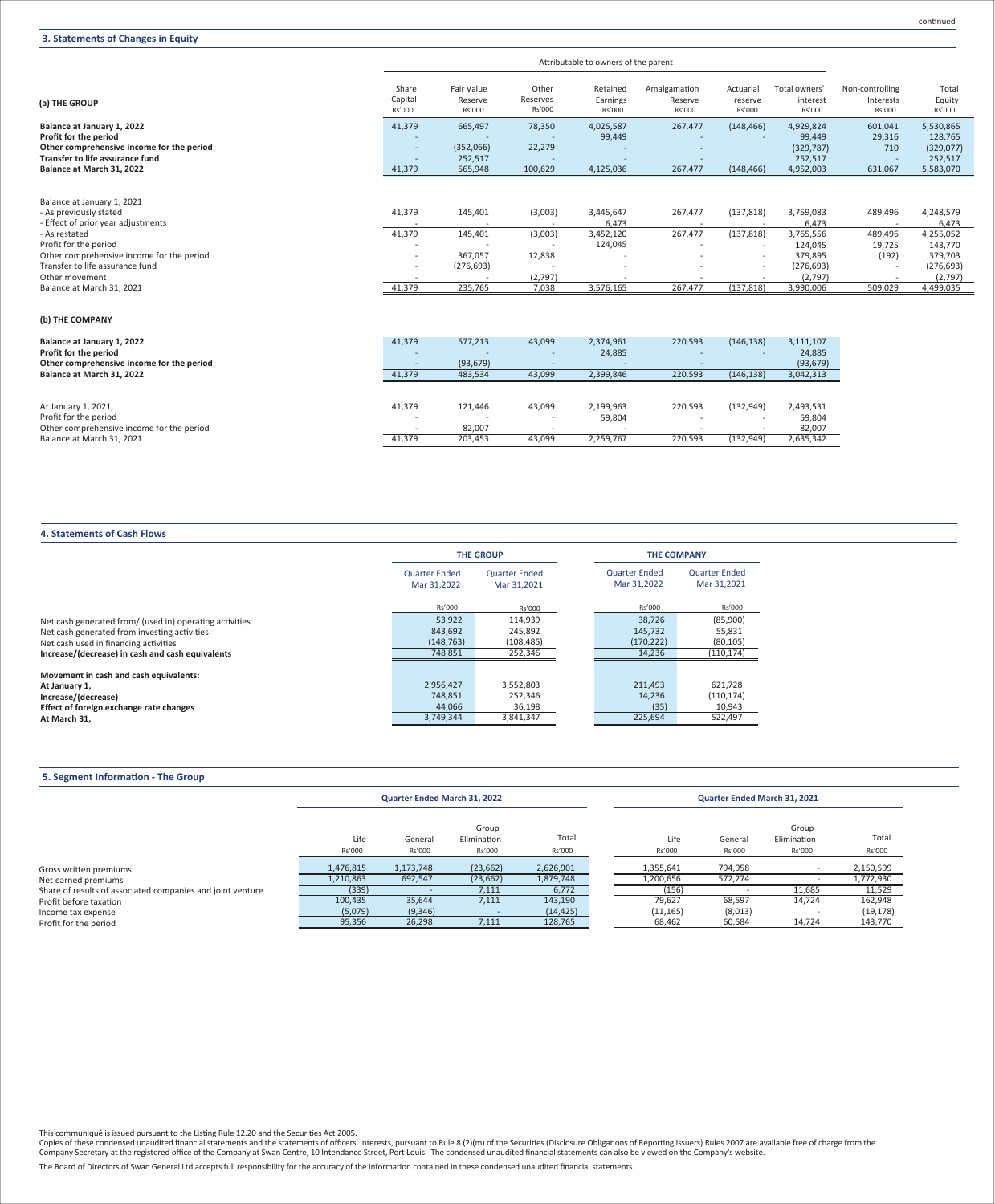## 3. Statements of Changes in Equity

| (a) THE GROUP | Share Capital Rs'000 | Fair Value Reserve Rs'000 | Other Reserves Rs'000 | Retained Earnings Rs'000 | Amalgamation Reserve Rs'000 | Actuarial reserve Rs'000 | Total owners' interest Rs'000 | Non-controlling Interests Rs'000 | Total Equity Rs'000 |
|---|---|---|---|---|---|---|---|---|---|
| | Attributable to owners of the parent | | | | | | | | |
| **Balance at January 1, 2022** | 41,379 | 665,497 | 78,350 | 4,025,587 | 267,477 | (148,466) | 4,929,824 | 601,041 | 5,530,865 |
| **Profit for the period** | - | - | - | 99,449 | - | - | 99,449 | 29,316 | 128,765 |
| **Other comprehensive income for the period** | - | (352,066) | 22,279 | - | - | | (329,787) | 710 | (329,077) |
| **Transfer to life assurance fund** | - | 252,517 | - | - | - | | 252,517 | - | 252,517 |
| **Balance at March 31, 2022** | 41,379 | 565,948 | 100,629 | 4,125,036 | 267,477 | (148,466) | 4,952,003 | 631,067 | 5,583,070 |
| | | | | | | | | | |
| Balance at January 1, 2021 | | | | | | | | | |
| - As previously stated | 41,379 | 145,401 | (3,003) | 3,445,647 | 267,477 | (137,818) | 3,759,083 | 489,496 | 4,248,579 |
| - Effect of prior year adjustments | - | - | - | 6,473 | - | - | 6,473 | - | 6,473 |
| - As restated | 41,379 | 145,401 | (3,003) | 3,452,120 | 267,477 | (137,818) | 3,765,556 | 489,496 | 4,255,052 |
| Profit for the period | - | - | - | 124,045 | - | - | 124,045 | 19,725 | 143,770 |
| Other comprehensive income for the period | - | 367,057 | 12,838 | - | - | - | 379,895 | (192) | 379,703 |
| Transfer to life assurance fund | - | (276,693) | - | - | - | - | (276,693) | - | (276,693) |
| Other movement | - | - | (2,797) | - | - | - | (2,797) | - | (2,797) |
| Balance at March 31, 2021 | 41,379 | 235,765 | 7,038 | 3,576,165 | 267,477 | (137,818) | 3,990,006 | 509,029 | 4,499,035 |

| (b) THE COMPANY | Share Capital Rs'000 | Fair Value Reserve Rs'000 | Other Reserves Rs'000 | Retained Earnings Rs'000 | Amalgamation Reserve Rs'000 | Actuarial reserve Rs'000 | Total owners' interest Rs'000 |
|---|---|---|---|---|---|---|---|
| **Balance at January 1, 2022** | 41,379 | 577,213 | 43,099 | 2,374,961 | 220,593 | (146,138) | 3,111,107 |
| **Profit for the period** | - | - | - | 24,885 | - | - | 24,885 |
| **Other comprehensive income for the period** | - | (93,679) | - | - | - | | (93,679) |
| **Balance at March 31, 2022** | 41,379 | 483,534 | 43,099 | 2,399,846 | 220,593 | (146,138) | 3,042,313 |
| | | | | | | | |
| At January 1, 2021, | 41,379 | 121,446 | 43,099 | 2,199,963 | 220,593 | (132,949) | 2,493,531 |
| Profit for the period | - | - | - | 59,804 | - | - | 59,804 |
| Other comprehensive income for the period | - | 82,007 | - | - | - | - | 82,007 |
| Balance at March 31, 2021 | 41,379 | 203,453 | 43,099 | 2,259,767 | 220,593 | (132,949) | 2,635,342 |

## 4. Statements of Cash Flows

| | THE GROUP | | THE COMPANY | |
|---|---|---|---|---|
| | Quarter Ended Mar 31,2022 | Quarter Ended Mar 31,2021 | Quarter Ended Mar 31,2022 | Quarter Ended Mar 31,2021 |
| | Rs'000 | Rs'000 | Rs'000 | Rs'000 |
| Net cash generated from/ (used in) operating activities | 53,922 | 114,939 | 38,726 | (85,900) |
| Net cash generated from investing activities | 843,692 | 245,892 | 145,732 | 55,831 |
| Net cash used in financing activities | (148,763) | (108,485) | (170,222) | (80,105) |
| **Increase/(decrease) in cash and cash equivalents** | 748,851 | 252,346 | 14,236 | (110,174) |
| | | | | |
| **Movement in cash and cash equivalents:** | | | | |
| **At January 1,** | 2,956,427 | 3,552,803 | 211,493 | 621,728 |
| **Increase/(decrease)** | 748,851 | 252,346 | 14,236 | (110,174) |
| **Effect of foreign exchange rate changes** | 44,066 | 36,198 | (35) | 10,943 |
| **At March 31,** | 3,749,344 | 3,841,347 | 225,694 | 522,497 |

## 5. Segment Information - The Group

| | Quarter Ended March 31, 2022 | | | | Quarter Ended March 31, 2021 | | | |
|---|---|---|---|---|---|---|---|---|
| | Life Rs'000 | General Rs'000 | Group Elimination Rs'000 | Total Rs'000 | Life Rs'000 | General Rs'000 | Group Elimination Rs'000 | Total Rs'000 |
| Gross written premiums | 1,476,815 | 1,173,748 | (23,662) | 2,626,901 | 1,355,641 | 794,958 | - | 2,150,599 |
| Net earned premiums | 1,210,863 | 692,547 | (23,662) | 1,879,748 | 1,200,656 | 572,274 | - | 1,772,930 |
| Share of results of associated companies and joint venture | (339) | - | 7,111 | 6,772 | (156) | - | 11,685 | 11,529 |
| Profit before taxation | 100,435 | 35,644 | 7,111 | 143,190 | 79,627 | 68,597 | 14,724 | 162,948 |
| Income tax expense | (5,079) | (9,346) | - | (14,425) | (11,165) | (8,013) | - | (19,178) |
| Profit for the period | 95,356 | 26,298 | 7,111 | 128,765 | 68,462 | 60,584 | 14,724 | 143,770 |

This communiqué is issued pursuant to the Listing Rule 12.20 and the Securities Act 2005.
Copies of these condensed unaudited financial statements and the statements of officers' interests, pursuant to Rule 8 (2)(m) of the Securities (Disclosure Obligations of Reporting Issuers) Rules 2007 are available free of charge from the Company Secretary at the registered office of the Company at Swan Centre, 10 Intendance Street, Port Louis. The condensed unaudited financial statements can also be viewed on the Company's website.

The Board of Directors of Swan General Ltd accepts full responsibility for the accuracy of the information contained in these condensed unaudited financial statements.